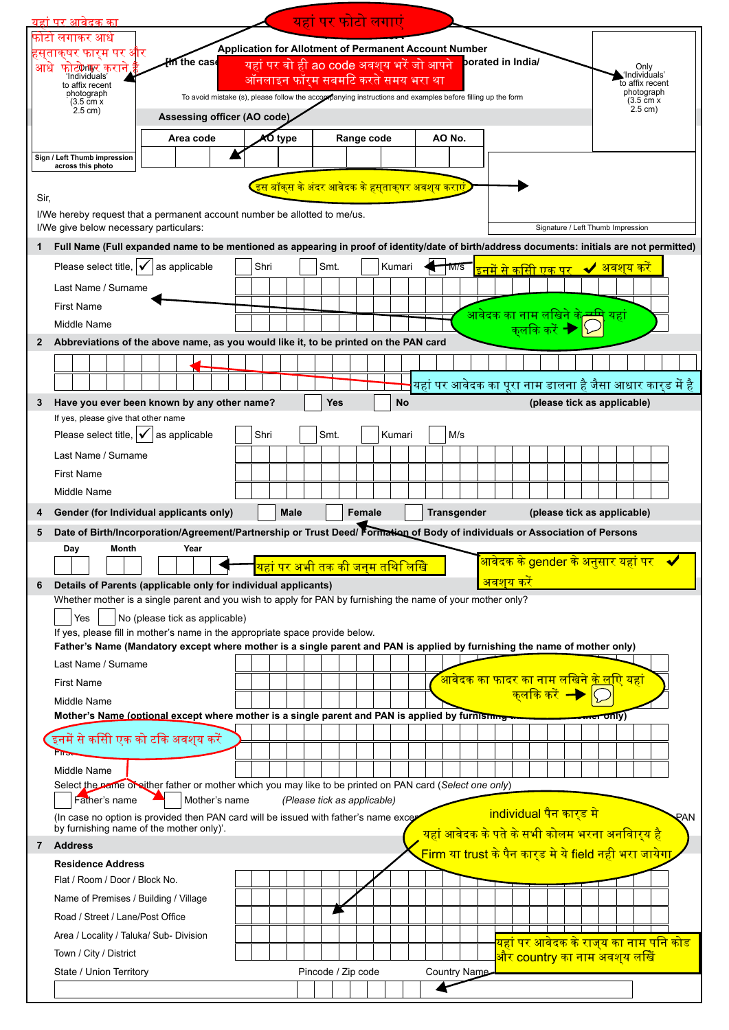यहां पर आवेदक का फोटो लगाकर आधे हस्ताक्षर फार्म पर और आधे फोटो पर कराने है

यहां पर फोटो लगाएं

Only 'Individuals' to affix recent photograph (3.5 cm x 2.5 cm)

Sign / Left Thumb impression across this photo

## Application for Allotment of Permanent Account Number

[In the case of Individual and other entities incorporated in India]

यहां पर वो ही ao code अवश्य भरें जो आपने ऑनलाइन फॉर्म सबमटि करते समय भरा था

To avoid mistake (s), please follow the accompanying instructions and examples before filling up the form

Only 'Individuals' to affix recent photograph (3.5 cm x 2.5 cm)

**Assessing officer (AO code)**

| Area code | AO type | Range code | AO No. |
|---|---|---|---|
| | | | |

इस बॉक्स के अंदर आवेदक के हस्ताक्षर अवश्य कराएं

Signature / Left Thumb Impression

Sir,

I/We hereby request that a permanent account number be allotted to me/us.

I/We give below necessary particulars:

**1 Full Name (Full expanded name to be mentioned as appearing in proof of identity/date of birth/address documents: initials are not permitted)**

Please select title, ✓ as applicable ☐ Shri ☐ Smt. ☐ Kumari ☐ M/s

इनमें से किसी एक पर ✓ अवश्य करें

Last Name / Surname

First Name

Middle Name

आवेदक का नाम लिखिने के लिए यहां क्लिक करें

**2 Abbreviations of the above name, as you would like it, to be printed on the PAN card**

यहां पर आवेदक का पूरा नाम डालना है जैसा आधार कार्ड में है

**3 Have you ever been known by any other name?** ☐ Yes ☐ No **(please tick as applicable)**

If yes, please give that other name

Please select title, ✓ as applicable ☐ Shri ☐ Smt. ☐ Kumari ☐ M/s

Last Name / Surname

First Name

Middle Name

**4 Gender (for Individual applicants only)** ☐ **Male** ☐ **Female** ☐ **Transgender** **(please tick as applicable)**

**5 Date of Birth/Incorporation/Agreement/Partnership or Trust Deed/ Formation of Body of individuals or Association of Persons**

Day Month Year

यहां पर अभी तक की जन्म तथिलिखि

आवेदक के gender के अनुसार यहां पर ✓ अवश्य करें

**6 Details of Parents (applicable only for individual applicants)**

Whether mother is a single parent and you wish to apply for PAN by furnishing the name of your mother only?

☐ Yes ☐ No (please tick as applicable)

If yes, please fill in mother's name in the appropriate space provide below.

**Father's Name (Mandatory except where mother is a single parent and PAN is applied by furnishing the name of mother only)**

Last Name / Surname

First Name

Middle Name

आवेदक का फादर का नाम लिखिने के लिए यहां क्लिक करें

**Mother's Name (optional except where mother is a single parent and PAN is applied by furnishing the name of mother only)**

इनमें से किसी एक को टकि अवश्य करें

First Name

Middle Name

Select the name of either father or mother which you may like to be printed on PAN card (*Select one only*)

☐ Father's name ☐ Mother's name *(Please tick as applicable)*

(In case no option is provided then PAN card will be issued with father's name except where mother is a single parent and you wish to apply for PAN by furnishing name of the mother only)'.

individual पैन कार्ड मे यहां आवेदक के पते के सभी कोलम भरना अनवािर्य है Firm या trust के पैन कार्ड मे ये field नही भरा जायेगा

**7 Address**

**Residence Address**

Flat / Room / Door / Block No.

Name of Premises / Building / Village

Road / Street / Lane/Post Office

Area / Locality / Taluka/ Sub- Division

Town / City / District

State / Union Territory Pincode / Zip code Country Name

यहां पर आवेदक के राज्य का नाम पनि कोड और country का नाम अवश्य लिखें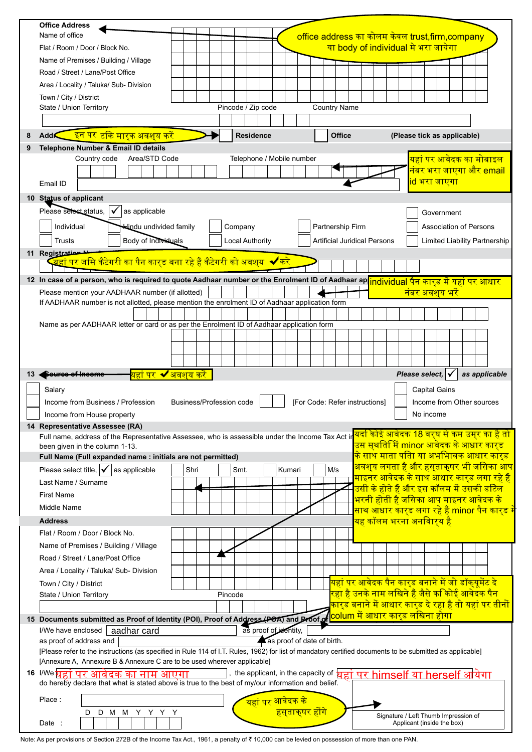**Office Address**

Name of office

Flat / Room / Door / Block No.

Name of Premises / Building / Village

Road / Street / Lane/Post Office

Area / Locality / Taluka/ Sub- Division

Town / City / District

State / Union Territory    Pincode / Zip code    Country Name

office address का कोलम केवल trust,firm,company या body of individual मे भरा जायेगा

**8 Address** इन पर टकि मारक अवश्य करें    Residence    Office    **(Please tick as applicable)**

**9 Telephone Number & Email ID details**

Country code    Area/STD Code    Telephone / Mobile number

Email ID

यहां पर आवेदक का मोबाइल नंबर भरा जाएगा और email id भरा जाएगा

**10 Status of applicant**

Please select status, ✓ as applicable

| | | | |
|---|---|---|---|
| | | | Government |
| Individual | Hindu undivided family | Company | Partnership Firm | Association of Persons |
| Trusts | Body of Individuals | Local Authority | Artificial Juridical Persons | Limited Liability Partnership |

**11 Registration Number**

यहां पर जसि कैटेगरी का पैन कारड बना रहे हैं कैटेगरी को अवश्य ✓करे

**12 In case of a person, who is required to quote Aadhaar number or the Enrolment ID of Aadhaar application form**

individual पैन कारड में यहां पर आधार नंबर अवश्य भरें

Please mention your AADHAAR number (if allotted)

If AADHAAR number is not allotted, please mention the enrolment ID of Aadhaar application form

Name as per AADHAAR letter or card or as per the Enrolment ID of Aadhaar application form

**13 Source of Income** यहां पर ✓ अवश्य करें    ***Please select, ✓ as applicable***

Salary    Capital Gains

Income from Business / Profession    Business/Profession code    [For Code: Refer instructions]    Income from Other sources

Income from House property    No income

**14 Representative Assessee (RA)**

Full name, address of the Representative Assessee, who is assessible under the Income Tax Act in respect of the person, whose particulars have been given in the column 1-13.

**Full Name (Full expanded name : initials are not permitted)**

Please select title, ✓ as applicable    Shri    Smt.    Kumari    M/s

Last Name / Surname

First Name

Middle Name

**Address**

Flat / Room / Door / Block No.

Name of Premises / Building / Village

Road / Street / Lane/Post Office

Area / Locality / Taluka/ Sub- Division

Town / City / District

State / Union Territory    Pincode

यदि कोई आवेदक 18 वर्ष से कम उमर का है तो उस सथति में minor आवेदक के आधार कारड के साथ माता पिता या अभिभावक आधार कारड अवश्य लगता है और हस्ताक्षर भी जसिका आप माइनर आवेदक के साथ आधार कारड लगा रहे हैं उसी के होते हैं और इस कॉलम में उसकी डिटेल भरनी होती है जसिका आप माइनर आवेदक के साथ आधार कारड लगा रहे हैं minor पैन कारड में यह कॉलम भरना अनविारय है

**15 Documents submitted as Proof of Identity (POI), Proof of Address (POA) and Proof of Date of Birth (PODB)**

यहां पर आवेदक पैन कारड बनाने में जो डॉक्यूमेंट दे रहा है उनके नाम लिखने हैं जैसे कि आवेदक पैन कारड बनाने में आधार कारड दे रहा है तो यहां पर तीनों colum में आधार कारड लिखना होगा

I/We have enclosed aadhar card as proof of identity,

as proof of address and    as proof of date of birth.

[Please refer to the instructions (as specified in Rule 114 of I.T. Rules, 1962) for list of mandatory certified documents to be submitted as applicable]

[Annexure A, Annexure B & Annexure C are to be used wherever applicable]

**16** I/We यहां पर आवेदक का नाम आएगा , the applicant, in the capacity of यहां पर himself या herself आयेगा do hereby declare that what is stated above is true to the best of my/our information and belief.

Place :

Date : D D M M Y Y Y Y

यहां पर आवेदक के हस्ताक्षर होंगे

Signature / Left Thumb Impression of Applicant (inside the box)

Note: As per provisions of Section 272B of the Income Tax Act., 1961, a penalty of ₹ 10,000 can be levied on possession of more than one PAN.